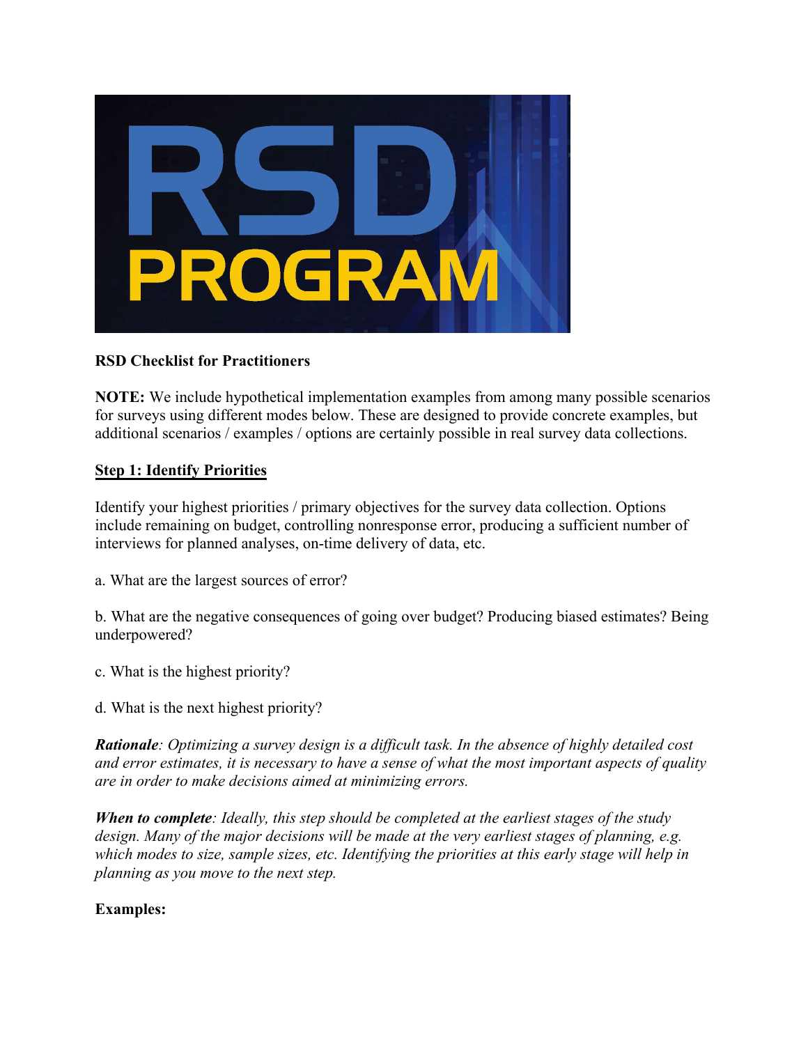**RSD Checklist for Practitioners**

**NOTE:** We include hypothetical implementation examples from among many possible scenarios for surveys using different modes below. These are designed to provide concrete examples, but additional scenarios / examples / options are certainly possible in real survey data collections.

## Step 1: Identify Priorities

Identify your highest priorities / primary objectives for the survey data collection. Options include remaining on budget, controlling nonresponse error, producing a sufficient number of interviews for planned analyses, on-time delivery of data, etc.

a. What are the largest sources of error?

b. What are the negative consequences of going over budget? Producing biased estimates? Being underpowered?

c. What is the highest priority?

d. What is the next highest priority?

***Rationale****: Optimizing a survey design is a difficult task. In the absence of highly detailed cost and error estimates, it is necessary to have a sense of what the most important aspects of quality are in order to make decisions aimed at minimizing errors.*

***When to complete****: Ideally, this step should be completed at the earliest stages of the study design. Many of the major decisions will be made at the very earliest stages of planning, e.g. which modes to size, sample sizes, etc. Identifying the priorities at this early stage will help in planning as you move to the next step.*

**Examples:**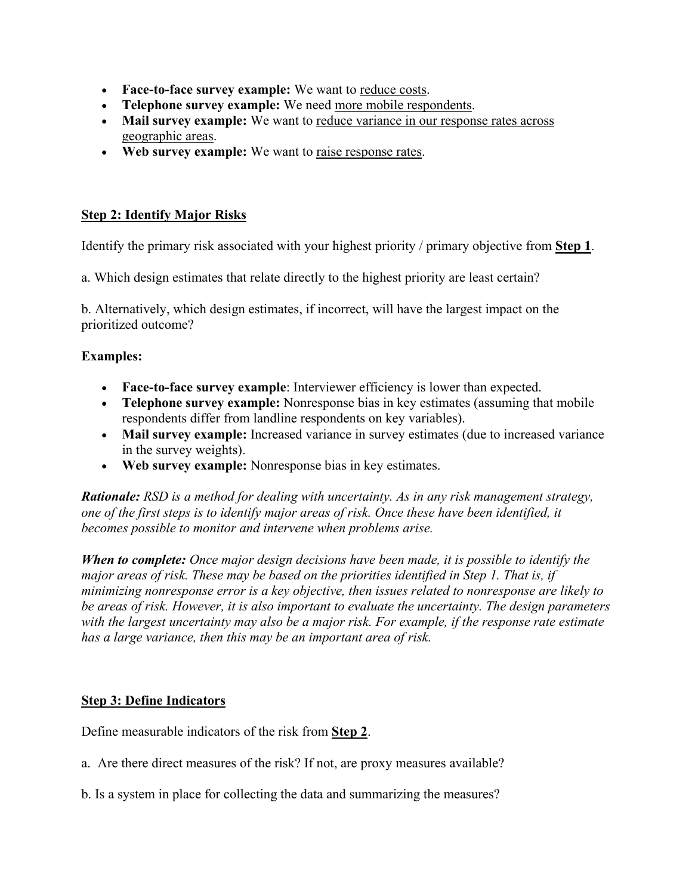- **Face-to-face survey example:** We want to reduce costs.
- **Telephone survey example:** We need more mobile respondents.
- **Mail survey example:** We want to reduce variance in our response rates across geographic areas.
- **Web survey example:** We want to raise response rates.

## Step 2: Identify Major Risks

Identify the primary risk associated with your highest priority / primary objective from **Step 1**.

a. Which design estimates that relate directly to the highest priority are least certain?

b. Alternatively, which design estimates, if incorrect, will have the largest impact on the prioritized outcome?

**Examples:**

- **Face-to-face survey example**: Interviewer efficiency is lower than expected.
- **Telephone survey example:** Nonresponse bias in key estimates (assuming that mobile respondents differ from landline respondents on key variables).
- **Mail survey example:** Increased variance in survey estimates (due to increased variance in the survey weights).
- **Web survey example:** Nonresponse bias in key estimates.

***Rationale:*** *RSD is a method for dealing with uncertainty. As in any risk management strategy, one of the first steps is to identify major areas of risk. Once these have been identified, it becomes possible to monitor and intervene when problems arise.*

***When to complete:*** *Once major design decisions have been made, it is possible to identify the major areas of risk. These may be based on the priorities identified in Step 1. That is, if minimizing nonresponse error is a key objective, then issues related to nonresponse are likely to be areas of risk. However, it is also important to evaluate the uncertainty. The design parameters with the largest uncertainty may also be a major risk. For example, if the response rate estimate has a large variance, then this may be an important area of risk.*

## Step 3: Define Indicators

Define measurable indicators of the risk from **Step 2**.

a. Are there direct measures of the risk? If not, are proxy measures available?

b. Is a system in place for collecting the data and summarizing the measures?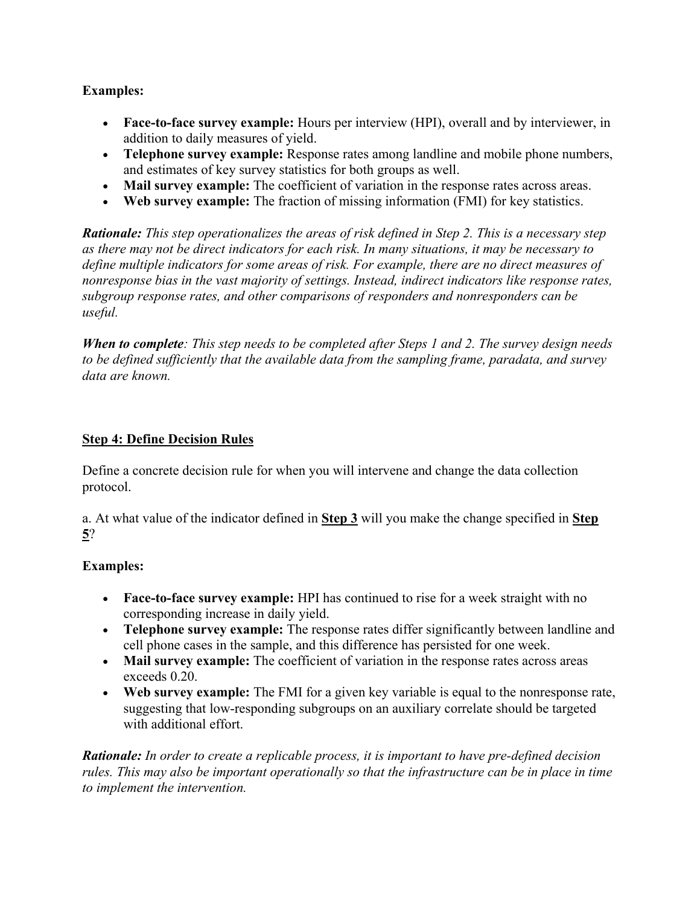**Examples:**

- **Face-to-face survey example:** Hours per interview (HPI), overall and by interviewer, in addition to daily measures of yield.
- **Telephone survey example:** Response rates among landline and mobile phone numbers, and estimates of key survey statistics for both groups as well.
- **Mail survey example:** The coefficient of variation in the response rates across areas.
- **Web survey example:** The fraction of missing information (FMI) for key statistics.

***Rationale:*** *This step operationalizes the areas of risk defined in Step 2. This is a necessary step as there may not be direct indicators for each risk. In many situations, it may be necessary to define multiple indicators for some areas of risk. For example, there are no direct measures of nonresponse bias in the vast majority of settings. Instead, indirect indicators like response rates, subgroup response rates, and other comparisons of responders and nonresponders can be useful.*

***When to complete****: This step needs to be completed after Steps 1 and 2. The survey design needs to be defined sufficiently that the available data from the sampling frame, paradata, and survey data are known.*

## Step 4: Define Decision Rules

Define a concrete decision rule for when you will intervene and change the data collection protocol.

a. At what value of the indicator defined in **Step 3** will you make the change specified in **Step 5**?

**Examples:**

- **Face-to-face survey example:** HPI has continued to rise for a week straight with no corresponding increase in daily yield.
- **Telephone survey example:** The response rates differ significantly between landline and cell phone cases in the sample, and this difference has persisted for one week.
- **Mail survey example:** The coefficient of variation in the response rates across areas exceeds 0.20.
- **Web survey example:** The FMI for a given key variable is equal to the nonresponse rate, suggesting that low-responding subgroups on an auxiliary correlate should be targeted with additional effort.

***Rationale:*** *In order to create a replicable process, it is important to have pre-defined decision rules. This may also be important operationally so that the infrastructure can be in place in time to implement the intervention.*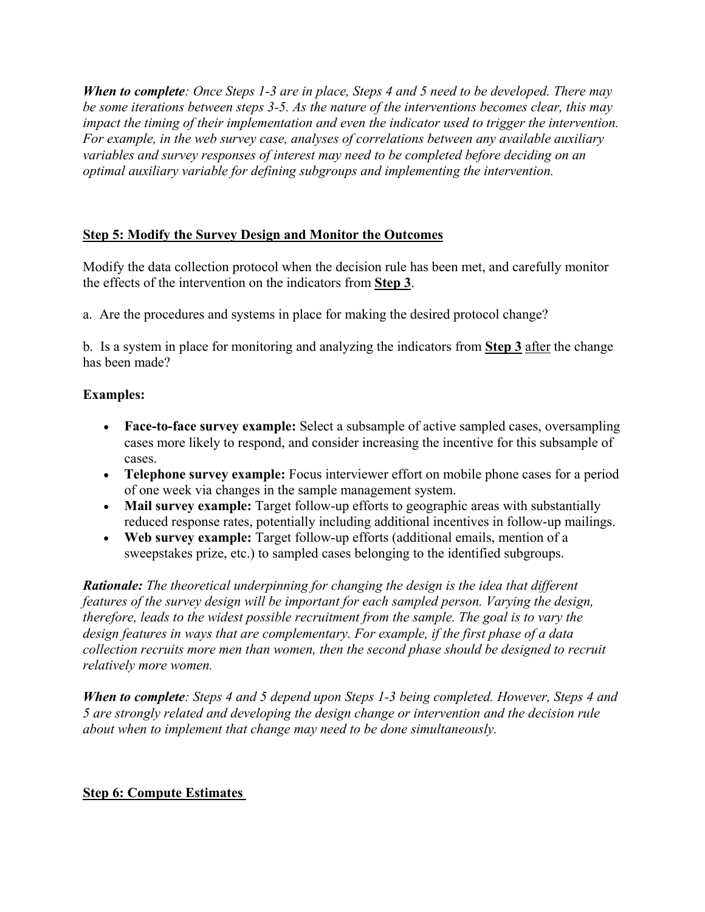***When to complete**: Once Steps 1-3 are in place, Steps 4 and 5 need to be developed. There may be some iterations between steps 3-5. As the nature of the interventions becomes clear, this may impact the timing of their implementation and even the indicator used to trigger the intervention. For example, in the web survey case, analyses of correlations between any available auxiliary variables and survey responses of interest may need to be completed before deciding on an optimal auxiliary variable for defining subgroups and implementing the intervention.*

## Step 5: Modify the Survey Design and Monitor the Outcomes

Modify the data collection protocol when the decision rule has been met, and carefully monitor the effects of the intervention on the indicators from **Step 3**.

a. Are the procedures and systems in place for making the desired protocol change?

b. Is a system in place for monitoring and analyzing the indicators from **Step 3** after the change has been made?

**Examples:**

- **Face-to-face survey example:** Select a subsample of active sampled cases, oversampling cases more likely to respond, and consider increasing the incentive for this subsample of cases.
- **Telephone survey example:** Focus interviewer effort on mobile phone cases for a period of one week via changes in the sample management system.
- **Mail survey example:** Target follow-up efforts to geographic areas with substantially reduced response rates, potentially including additional incentives in follow-up mailings.
- **Web survey example:** Target follow-up efforts (additional emails, mention of a sweepstakes prize, etc.) to sampled cases belonging to the identified subgroups.

***Rationale:** The theoretical underpinning for changing the design is the idea that different features of the survey design will be important for each sampled person. Varying the design, therefore, leads to the widest possible recruitment from the sample. The goal is to vary the design features in ways that are complementary. For example, if the first phase of a data collection recruits more men than women, then the second phase should be designed to recruit relatively more women.*

***When to complete**: Steps 4 and 5 depend upon Steps 1-3 being completed. However, Steps 4 and 5 are strongly related and developing the design change or intervention and the decision rule about when to implement that change may need to be done simultaneously.*

## Step 6: Compute Estimates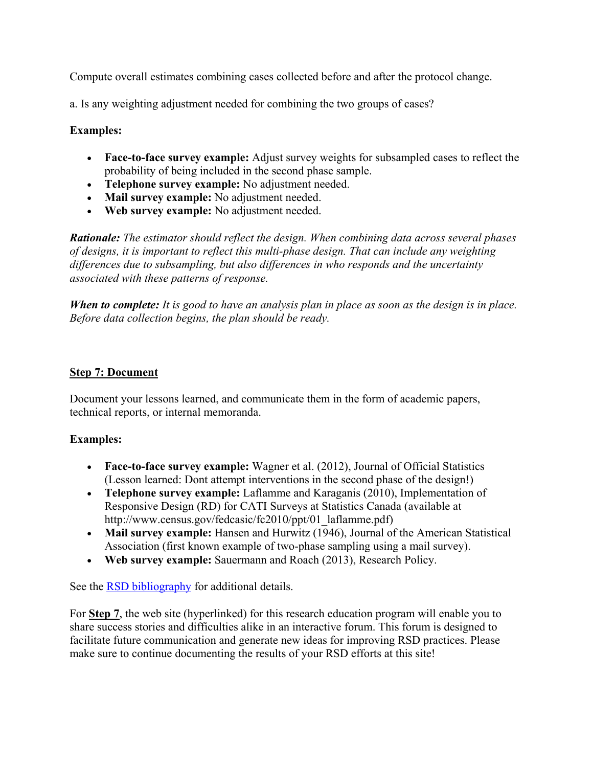Compute overall estimates combining cases collected before and after the protocol change.

a. Is any weighting adjustment needed for combining the two groups of cases?

**Examples:**

- **Face-to-face survey example:** Adjust survey weights for subsampled cases to reflect the probability of being included in the second phase sample.
- **Telephone survey example:** No adjustment needed.
- **Mail survey example:** No adjustment needed.
- **Web survey example:** No adjustment needed.

***Rationale:*** *The estimator should reflect the design. When combining data across several phases of designs, it is important to reflect this multi-phase design. That can include any weighting differences due to subsampling, but also differences in who responds and the uncertainty associated with these patterns of response.*

***When to complete:*** *It is good to have an analysis plan in place as soon as the design is in place. Before data collection begins, the plan should be ready.*

## Step 7: Document

Document your lessons learned, and communicate them in the form of academic papers, technical reports, or internal memoranda.

**Examples:**

- **Face-to-face survey example:** Wagner et al. (2012), Journal of Official Statistics (Lesson learned: Dont attempt interventions in the second phase of the design!)
- **Telephone survey example:** Laflamme and Karaganis (2010), Implementation of Responsive Design (RD) for CATI Surveys at Statistics Canada (available at http://www.census.gov/fedcasic/fc2010/ppt/01_laflamme.pdf)
- **Mail survey example:** Hansen and Hurwitz (1946), Journal of the American Statistical Association (first known example of two-phase sampling using a mail survey).
- **Web survey example:** Sauermann and Roach (2013), Research Policy.

See the RSD bibliography for additional details.

For **Step 7**, the web site (hyperlinked) for this research education program will enable you to share success stories and difficulties alike in an interactive forum. This forum is designed to facilitate future communication and generate new ideas for improving RSD practices. Please make sure to continue documenting the results of your RSD efforts at this site!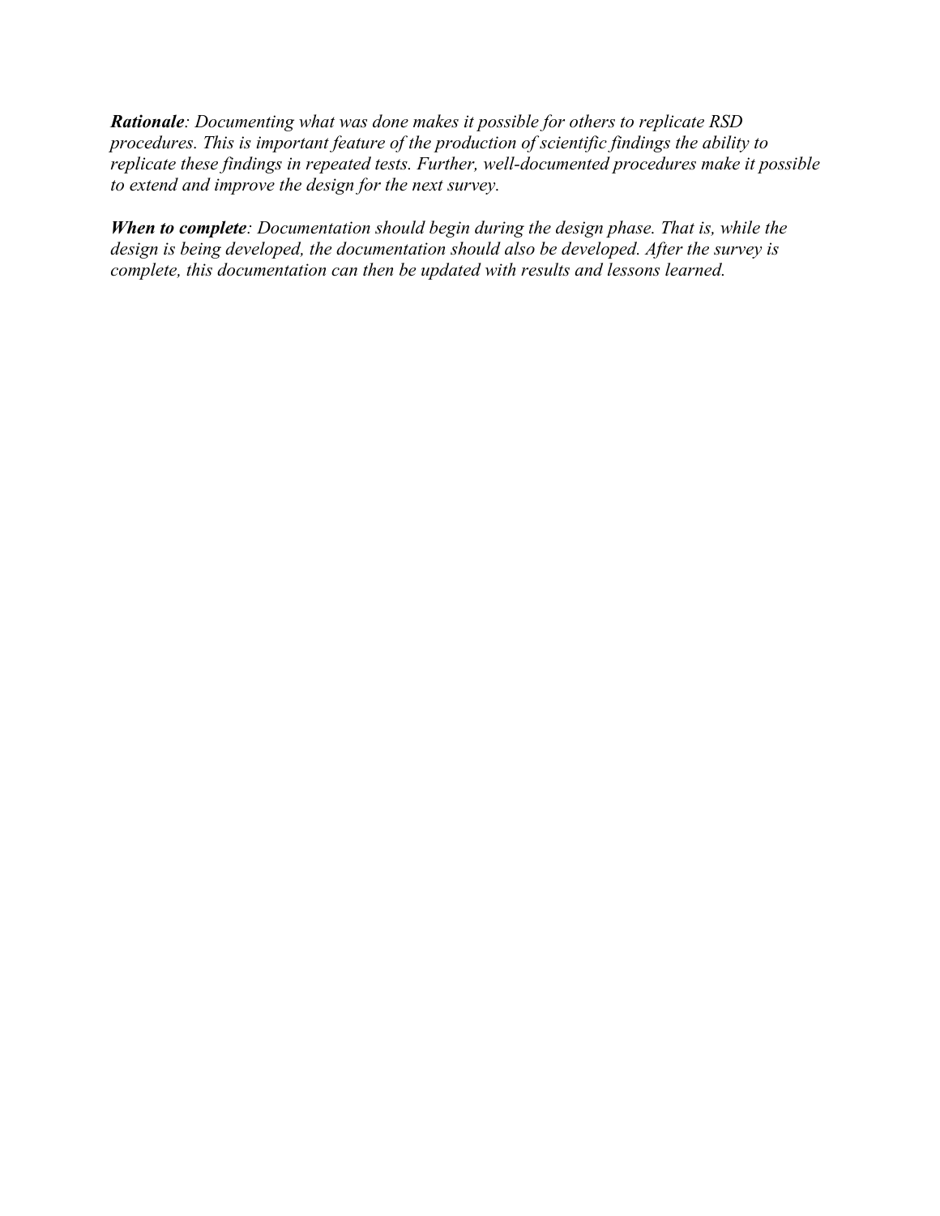***Rationale**: Documenting what was done makes it possible for others to replicate RSD procedures. This is important feature of the production of scientific findings the ability to replicate these findings in repeated tests. Further, well-documented procedures make it possible to extend and improve the design for the next survey.*

***When to complete**: Documentation should begin during the design phase. That is, while the design is being developed, the documentation should also be developed. After the survey is complete, this documentation can then be updated with results and lessons learned.*